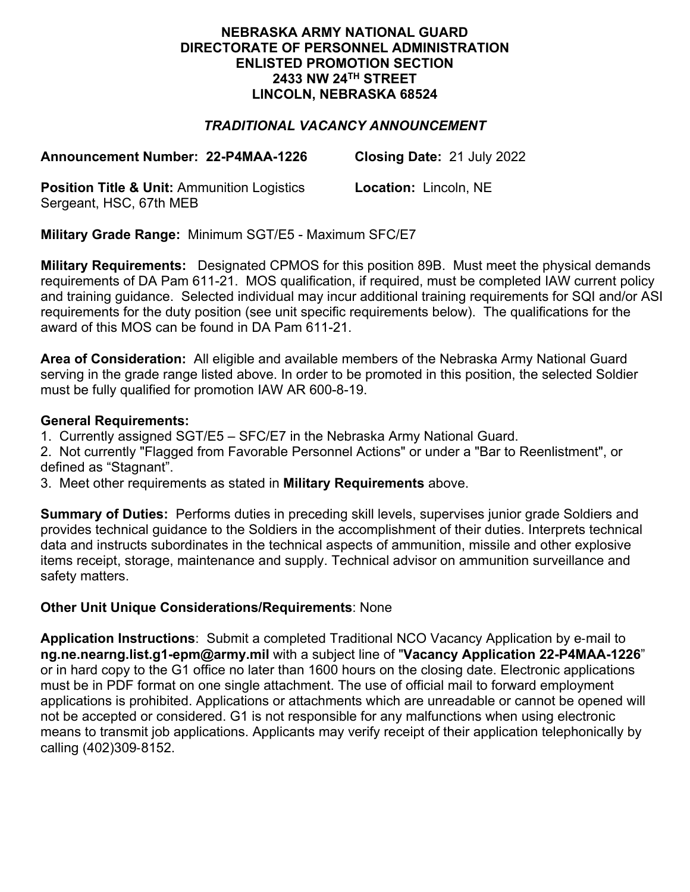**NEBRASKA ARMY NATIONAL GUARD**
**DIRECTORATE OF PERSONNEL ADMINISTRATION**
**ENLISTED PROMOTION SECTION**
**2433 NW 24TH STREET**
**LINCOLN, NEBRASKA 68524**

***TRADITIONAL VACANCY ANNOUNCEMENT***

**Announcement Number: 22-P4MAA-1226** **Closing Date:** 21 July 2022

**Position Title & Unit:** Ammunition Logistics Sergeant, HSC, 67th MEB **Location:** Lincoln, NE

**Military Grade Range:** Minimum SGT/E5 - Maximum SFC/E7

**Military Requirements:** Designated CPMOS for this position 89B. Must meet the physical demands requirements of DA Pam 611-21. MOS qualification, if required, must be completed IAW current policy and training guidance. Selected individual may incur additional training requirements for SQI and/or ASI requirements for the duty position (see unit specific requirements below). The qualifications for the award of this MOS can be found in DA Pam 611-21.

**Area of Consideration:** All eligible and available members of the Nebraska Army National Guard serving in the grade range listed above. In order to be promoted in this position, the selected Soldier must be fully qualified for promotion IAW AR 600-8-19.

**General Requirements:**

1. Currently assigned SGT/E5 – SFC/E7 in the Nebraska Army National Guard.
2. Not currently "Flagged from Favorable Personnel Actions" or under a "Bar to Reenlistment", or defined as “Stagnant”.
3. Meet other requirements as stated in **Military Requirements** above.

**Summary of Duties:** Performs duties in preceding skill levels, supervises junior grade Soldiers and provides technical guidance to the Soldiers in the accomplishment of their duties. Interprets technical data and instructs subordinates in the technical aspects of ammunition, missile and other explosive items receipt, storage, maintenance and supply. Technical advisor on ammunition surveillance and safety matters.

**Other Unit Unique Considerations/Requirements**: None

**Application Instructions**: Submit a completed Traditional NCO Vacancy Application by e-mail to **ng.ne.nearng.list.g1-epm@army.mil** with a subject line of "**Vacancy Application 22-P4MAA-1226**" or in hard copy to the G1 office no later than 1600 hours on the closing date. Electronic applications must be in PDF format on one single attachment. The use of official mail to forward employment applications is prohibited. Applications or attachments which are unreadable or cannot be opened will not be accepted or considered. G1 is not responsible for any malfunctions when using electronic means to transmit job applications. Applicants may verify receipt of their application telephonically by calling (402)309-8152.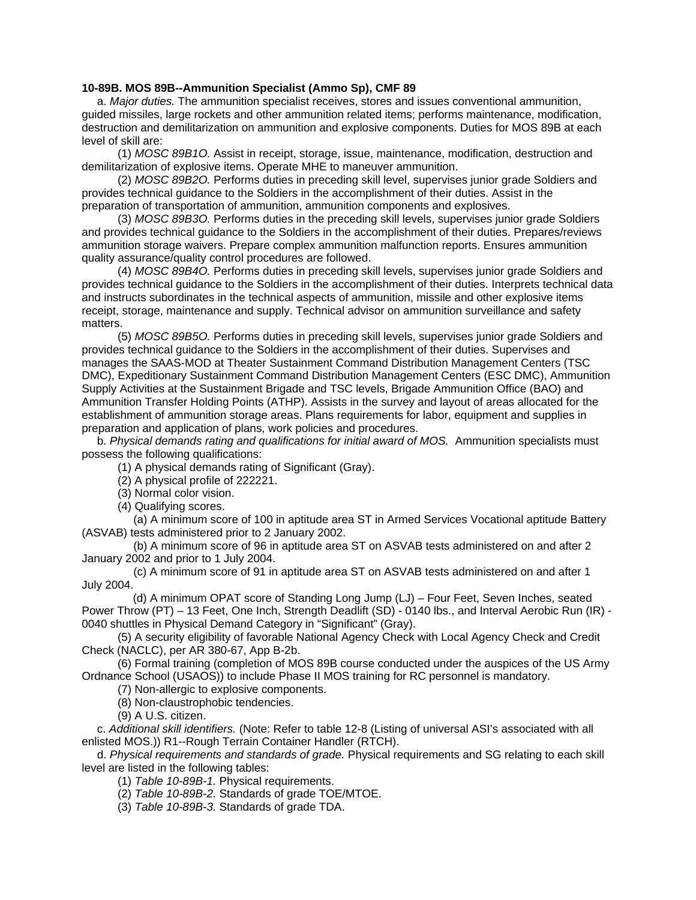**10-89B. MOS 89B--Ammunition Specialist (Ammo Sp), CMF 89**

a. *Major duties.* The ammunition specialist receives, stores and issues conventional ammunition, guided missiles, large rockets and other ammunition related items; performs maintenance, modification, destruction and demilitarization on ammunition and explosive components. Duties for MOS 89B at each level of skill are:

(1) *MOSC 89B1O.* Assist in receipt, storage, issue, maintenance, modification, destruction and demilitarization of explosive items. Operate MHE to maneuver ammunition.

(2) *MOSC 89B2O.* Performs duties in preceding skill level, supervises junior grade Soldiers and provides technical guidance to the Soldiers in the accomplishment of their duties. Assist in the preparation of transportation of ammunition, ammunition components and explosives.

(3) *MOSC 89B3O.* Performs duties in the preceding skill levels, supervises junior grade Soldiers and provides technical guidance to the Soldiers in the accomplishment of their duties. Prepares/reviews ammunition storage waivers. Prepare complex ammunition malfunction reports. Ensures ammunition quality assurance/quality control procedures are followed.

(4) *MOSC 89B4O.* Performs duties in preceding skill levels, supervises junior grade Soldiers and provides technical guidance to the Soldiers in the accomplishment of their duties. Interprets technical data and instructs subordinates in the technical aspects of ammunition, missile and other explosive items receipt, storage, maintenance and supply. Technical advisor on ammunition surveillance and safety matters.

(5) *MOSC 89B5O.* Performs duties in preceding skill levels, supervises junior grade Soldiers and provides technical guidance to the Soldiers in the accomplishment of their duties. Supervises and manages the SAAS-MOD at Theater Sustainment Command Distribution Management Centers (TSC DMC), Expeditionary Sustainment Command Distribution Management Centers (ESC DMC), Ammunition Supply Activities at the Sustainment Brigade and TSC levels, Brigade Ammunition Office (BAO) and Ammunition Transfer Holding Points (ATHP). Assists in the survey and layout of areas allocated for the establishment of ammunition storage areas. Plans requirements for labor, equipment and supplies in preparation and application of plans, work policies and procedures.

b. *Physical demands rating and qualifications for initial award of MOS.* Ammunition specialists must possess the following qualifications:

(1) A physical demands rating of Significant (Gray).

(2) A physical profile of 222221.

(3) Normal color vision.

(4) Qualifying scores.

(a) A minimum score of 100 in aptitude area ST in Armed Services Vocational aptitude Battery (ASVAB) tests administered prior to 2 January 2002.

(b) A minimum score of 96 in aptitude area ST on ASVAB tests administered on and after 2 January 2002 and prior to 1 July 2004.

(c) A minimum score of 91 in aptitude area ST on ASVAB tests administered on and after 1 July 2004.

(d) A minimum OPAT score of Standing Long Jump (LJ) – Four Feet, Seven Inches, seated Power Throw (PT) – 13 Feet, One Inch, Strength Deadlift (SD) - 0140 lbs., and Interval Aerobic Run (IR) - 0040 shuttles in Physical Demand Category in "Significant" (Gray).

(5) A security eligibility of favorable National Agency Check with Local Agency Check and Credit Check (NACLC), per AR 380-67, App B-2b.

(6) Formal training (completion of MOS 89B course conducted under the auspices of the US Army Ordnance School (USAOS)) to include Phase II MOS training for RC personnel is mandatory.

(7) Non-allergic to explosive components.

(8) Non-claustrophobic tendencies.

(9) A U.S. citizen.

c. *Additional skill identifiers.* (Note: Refer to table 12-8 (Listing of universal ASI's associated with all enlisted MOS.)) R1--Rough Terrain Container Handler (RTCH).

d. *Physical requirements and standards of grade.* Physical requirements and SG relating to each skill level are listed in the following tables:

(1) *Table 10-89B-1.* Physical requirements.

(2) *Table 10-89B-2.* Standards of grade TOE/MTOE.

(3) *Table 10-89B-3.* Standards of grade TDA.